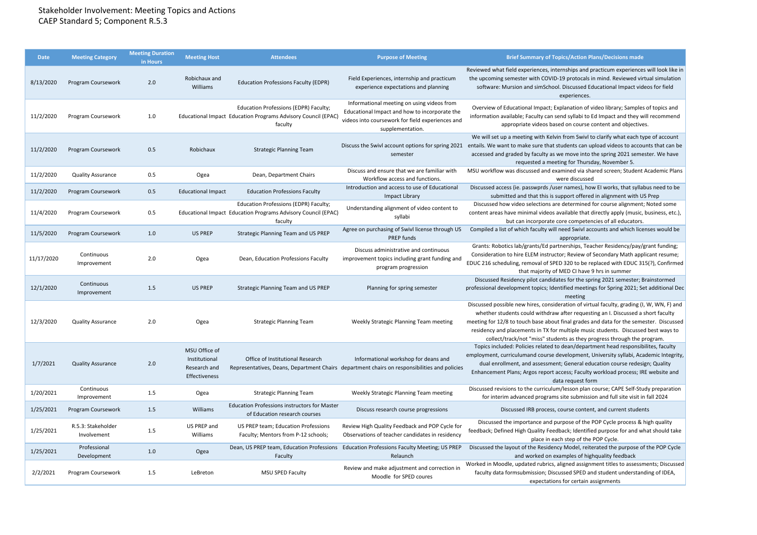# Stakeholder Involvement: Meeting Topics and Actions

## CAEP Standard 5; Component R.5.3

| Date | Meeting Category | Meeting Duration in Hours | Meeting Host | Attendees | Purpose of Meeting | Brief Summary of Topics/Action Plans/Decisions made |
|---|---|---|---|---|---|---|
| 8/13/2020 | Program Coursework | 2.0 | Robichaux and Williams | Education Professions Faculty (EDPR) | Field Experiences, internship and practicum experience expectations and planning | Reviewed what field experiences, internships and practicum experiences will look like in the upcoming semester with COVID-19 protocals in mind. Reviewed virtual simulation software: Mursion and simSchool. Discussed Educational Impact videos for field experiences. |
| 11/2/2020 | Program Coursework | 1.0 | Educational Impact | Education Professions (EDPR) Faculty; Education Programs Advisory Council (EPAC) faculty | Informational meeting on using videos from Educational Impact and how to incorporate the videos into coursework for field experiences and supplementation. | Overview of Educational Impact; Explanation of video library; Samples of topics and information available; Faculty can send syllabi to Ed Impact and they will recommend appropriate videos based on course content and objectives. |
| 11/2/2020 | Program Coursework | 0.5 | Robichaux | Strategic Planning Team | Discuss the Swivl account options for spring 2021 semester | We will set up a meeting with Kelvin from Swivl to clarify what each type of account entails. We want to make sure that students can upload videos to accounts that can be accessed and graded by faculty as we move into the spring 2021 semester. We have requested a meeting for Thursday, November 5. |
| 11/2/2020 | Quality Assurance | 0.5 | Ogea | Dean, Department Chairs | Discuss and ensure that we are familiar with Workflow access and functions. | MSU workflow was discussed and examined via shared screen; Student Academic Plans were discussed |
| 11/2/2020 | Program Coursework | 0.5 | Educational Impact | Education Professions Faculty | Introduction and access to use of Educational Impact Library | Discussed access (ie. passwprds /user names), how EI works, that syllabus need to be submitted and that this is support offered in alignment with US Prep |
| 11/4/2020 | Program Coursework | 0.5 | Educational Impact | Education Professions (EDPR) Faculty; Education Programs Advisory Council (EPAC) faculty | Understanding alignment of video content to syllabi | Discussed how video selections are determined for course alignment; Noted some content areas have minimal videos available that directly apply (music, business, etc.), but can incorporate core competencies of all educators. |
| 11/5/2020 | Program Coursework | 1.0 | US PREP | Strategic Planning Team and US PREP | Agree on purchasing of Swivl license through US PREP funds | Compiled a list of which faculty will need Swivl accounts and which licenses would be appropriate. |
| 11/17/2020 | Continuous Improvement | 2.0 | Ogea | Dean, Education Professions Faculty | Discuss administrative and continuous improvement topics including grant funding and program progression | Grants: Robotics lab/grants/Ed partnerships, Teacher Residency/pay/grant funding; Consideration to hire ELEM instructor; Review of Secondary Math applicant resume; EDUC 216 scheduling, removal of SPED 320 to be replaced with EDUC 315(?), Confirmed that majority of MED CI have 9 hrs in summer |
| 12/1/2020 | Continuous Improvement | 1.5 | US PREP | Strategic Planning Team and US PREP | Planning for spring semester | Discussed Residency pilot candidates for the spring 2021 semester; Brainstormed professional development topics; Identified meetings for Spring 2021; Set additional Dec meeting |
| 12/3/2020 | Quality Assurance | 2.0 | Ogea | Strategic Planning Team | Weekly Strategic Planning Team meeting | Discussed possible new hires, consideration of virtual faculty, grading (I, W, WN, F) and whether students could withdraw after requesting an I. Discussed a short faculty meeting for 12/8 to touch base about final grades and data for the semester. Discussed residency and placements in TX for multiple music students. Discussed best ways to collect/track/not "miss" students as they progress through the program. |
| 1/7/2021 | Quality Assurance | 2.0 | MSU Office of Institutional Research and Effectiveness | Office of Institutional Research Representatives, Deans, Department Chairs | Informational workshop for deans and department chairs on responsibilities and policies | Topics included: Policies related to dean/department head responsibilites, faculty employment, curriculumand course development, University syllabi, Academic Integrity, dual enrollment, and assessment; General education course redesign; Quality Enhancement Plans; Argos report access; Faculty workload process; IRE website and data request form |
| 1/20/2021 | Continuous Improvement | 1.5 | Ogea | Strategic Planning Team | Weekly Strategic Planning Team meeting | Discussed revisions to the curriculum/lesson plan course; CAPE Self-Study preparation for interim advanced programs site submission and full site visit in fall 2024 |
| 1/25/2021 | Program Coursework | 1.5 | Williams | Education Professions instructors for Master of Education research courses | Discuss research course progressions | Discussed IRB process, course content, and current students |
| 1/25/2021 | R.5.3: Stakeholder Involvement | 1.5 | US PREP and Williams | US PREP team; Education Professions Faculty; Mentors from P-12 schools; | Review High Quality Feedback and POP Cycle for Observations of teacher candidates in residency | Discussed the importance and purpose of the POP Cycle process & high quality feedback; Defined High Quality Feedback; Identified purpose for and what should take place in each step of the POP Cycle. |
| 1/25/2021 | Professional Development | 1.0 | Ogea | Dean, US PREP team, Education Professions Faculty | Education Professions Faculty Meeting; US PREP Relaunch | Discussed the layout of the Residency Model, reiterated the purpose of the POP Cycle and worked on examples of highquality feedback |
| 2/2/2021 | Program Coursework | 1.5 | LeBreton | MSU SPED Faculty | Review and make adjustment and correction in Moodle for SPED coures | Worked in Moodle, updated rubrics, aligned assignment titles to assessments; Discussed faculty data formsubmission; Discussed SPED and student understanding of IDEA, expectations for certain assignments |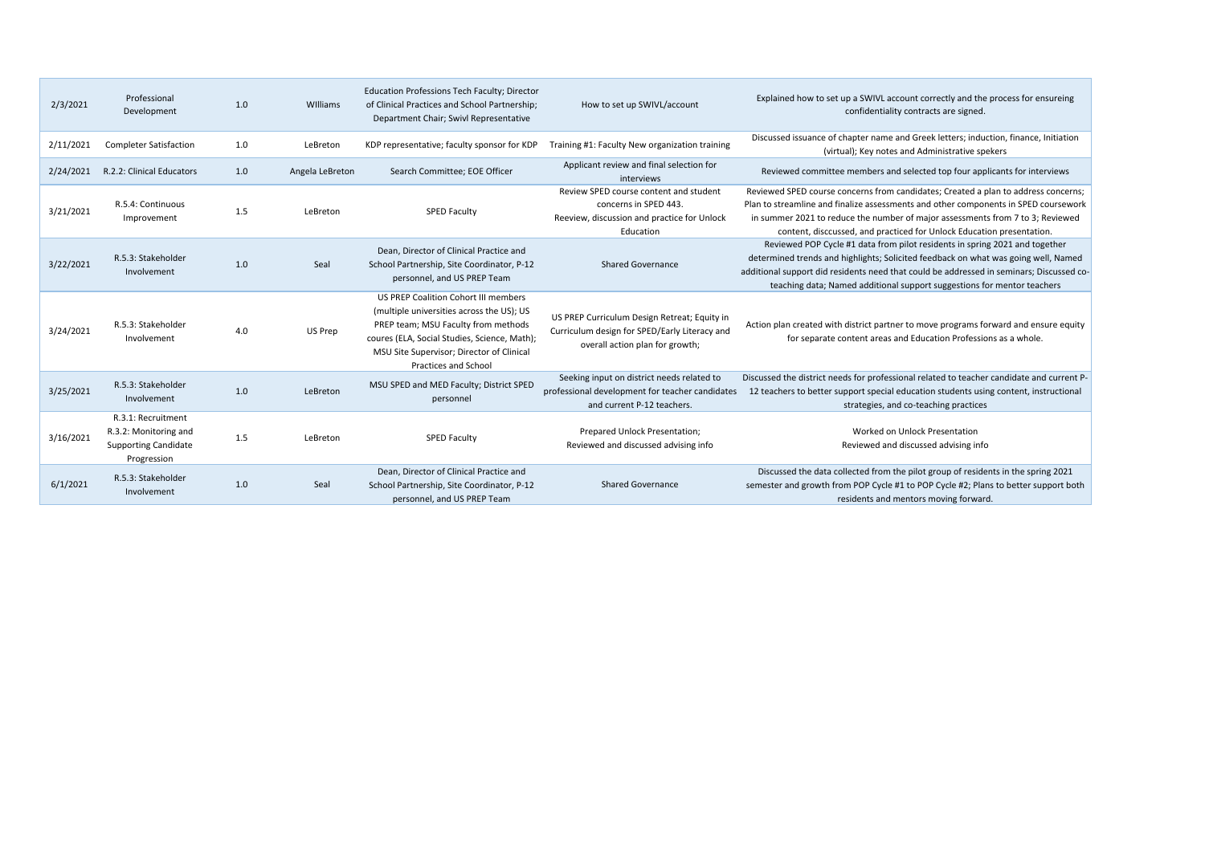| | | | | | | |
|---|---|---|---|---|---|---|
| 2/3/2021 | Professional Development | 1.0 | WIlliams | Education Professions Tech Faculty; Director of Clinical Practices and School Partnership; Department Chair; Swivl Representative | How to set up SWIVL/account | Explained how to set up a SWIVL account correctly and the process for ensureing confidentiality contracts are signed. |
| 2/11/2021 | Completer Satisfaction | 1.0 | LeBreton | KDP representative; faculty sponsor for KDP | Training #1: Faculty New organization training | Discussed issuance of chapter name and Greek letters; induction, finance, Initiation (virtual); Key notes and Administrative spekers |
| 2/24/2021 | R.2.2: Clinical Educators | 1.0 | Angela LeBreton | Search Committee; EOE Officer | Applicant review and final selection for interviews | Reviewed committee members and selected top four applicants for interviews |
| 3/21/2021 | R.5.4: Continuous Improvement | 1.5 | LeBreton | SPED Faculty | Review SPED course content and student concerns in SPED 443. Reeview, discussion and practice for Unlock Education | Reviewed SPED course concerns from candidates; Created a plan to address concerns; Plan to streamline and finalize assessments and other components in SPED coursework in summer 2021 to reduce the number of major assessments from 7 to 3; Reviewed content, disccussed, and practiced for Unlock Education presentation. |
| 3/22/2021 | R.5.3: Stakeholder Involvement | 1.0 | Seal | Dean, Director of Clinical Practice and School Partnership, Site Coordinator, P-12 personnel, and US PREP Team | Shared Governance | Reviewed POP Cycle #1 data from pilot residents in spring 2021 and together determined trends and highlights; Solicited feedback on what was going well, Named additional support did residents need that could be addressed in seminars; Discussed co-teaching data; Named additional support suggestions for mentor teachers |
| 3/24/2021 | R.5.3: Stakeholder Involvement | 4.0 | US Prep | US PREP Coalition Cohort III members (multiple universities across the US); US PREP team; MSU Faculty from methods coures (ELA, Social Studies, Science, Math); MSU Site Supervisor; Director of Clinical Practices and School | US PREP Curriculum Design Retreat; Equity in Curriculum design for SPED/Early Literacy and overall action plan for growth; | Action plan created with district partner to move programs forward and ensure equity for separate content areas and Education Professions as a whole. |
| 3/25/2021 | R.5.3: Stakeholder Involvement | 1.0 | LeBreton | MSU SPED and MED Faculty; District SPED personnel | Seeking input on district needs related to professional development for teacher candidates and current P-12 teachers. | Discussed the district needs for professional related to teacher candidate and current P-12 teachers to better support special education students using content, instructional strategies, and co-teaching practices |
| 3/16/2021 | R.3.1: Recruitment R.3.2: Monitoring and Supporting Candidate Progression | 1.5 | LeBreton | SPED Faculty | Prepared Unlock Presentation; Reviewed and discussed advising info | Worked on Unlock Presentation Reviewed and discussed advising info |
| 6/1/2021 | R.5.3: Stakeholder Involvement | 1.0 | Seal | Dean, Director of Clinical Practice and School Partnership, Site Coordinator, P-12 personnel, and US PREP Team | Shared Governance | Discussed the data collected from the pilot group of residents in the spring 2021 semester and growth from POP Cycle #1 to POP Cycle #2; Plans to better support both residents and mentors moving forward. |